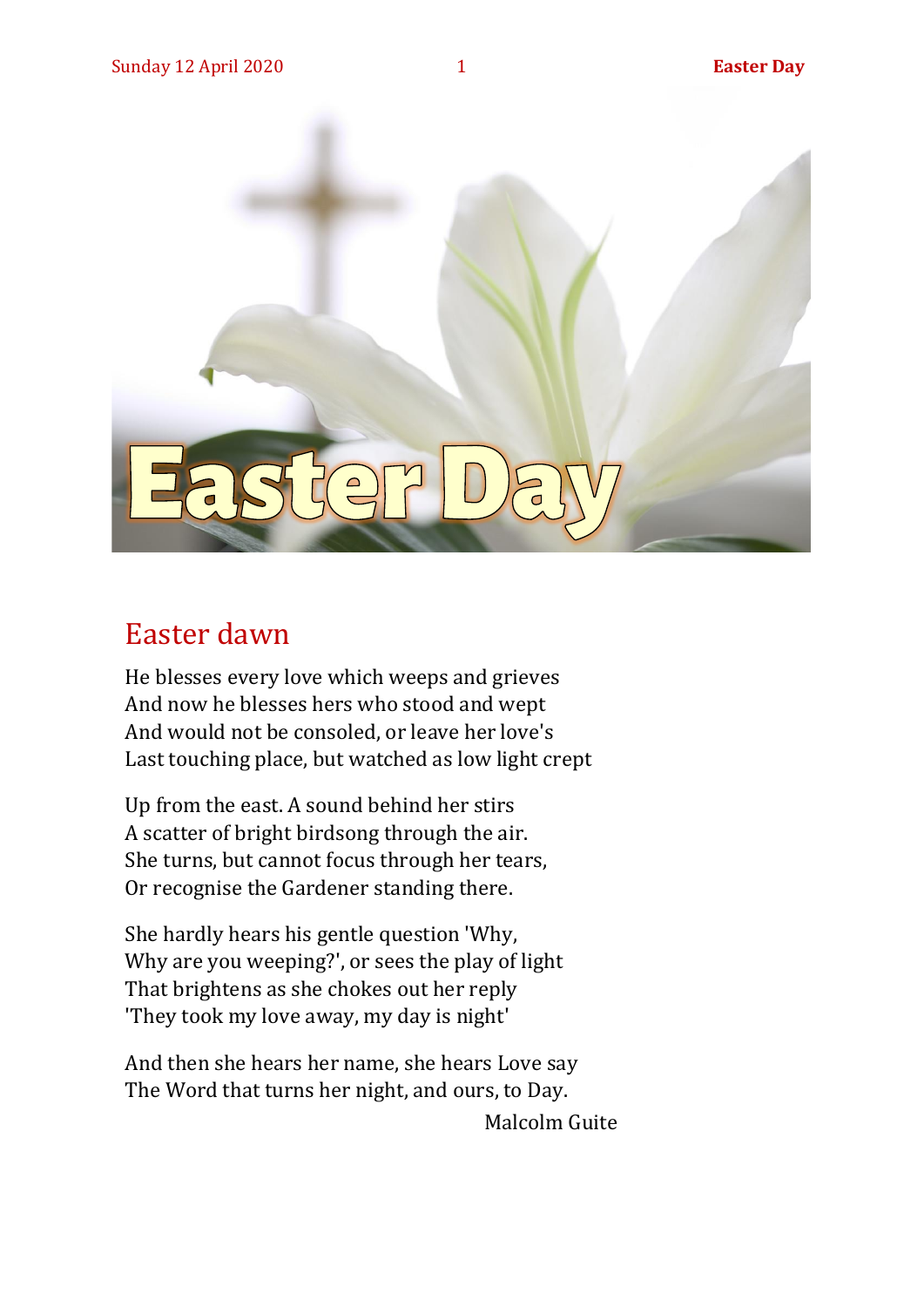# Easter Day

## Easter dawn

He blesses every love which weeps and grieves
And now he blesses hers who stood and wept
And would not be consoled, or leave her love's
Last touching place, but watched as low light crept

Up from the east. A sound behind her stirs
A scatter of bright birdsong through the air.
She turns, but cannot focus through her tears,
Or recognise the Gardener standing there.

She hardly hears his gentle question 'Why,
Why are you weeping?', or sees the play of light
That brightens as she chokes out her reply
'They took my love away, my day is night'

And then she hears her name, she hears Love say
The Word that turns her night, and ours, to Day.

Malcolm Guite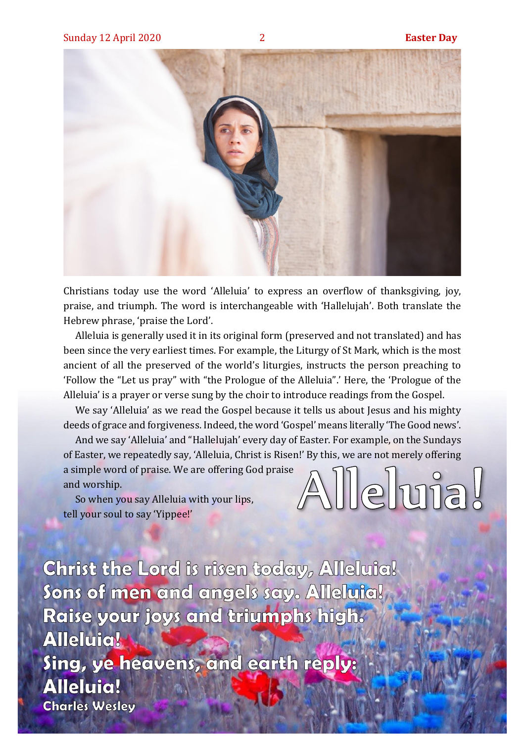Christians today use the word 'Alleluia' to express an overflow of thanksgiving, joy, praise, and triumph. The word is interchangeable with 'Hallelujah'. Both translate the Hebrew phrase, 'praise the Lord'.

Alleluia is generally used it in its original form (preserved and not translated) and has been since the very earliest times. For example, the Liturgy of St Mark, which is the most ancient of all the preserved of the world's liturgies, instructs the person preaching to 'Follow the "Let us pray" with "the Prologue of the Alleluia".' Here, the 'Prologue of the Alleluia' is a prayer or verse sung by the choir to introduce readings from the Gospel.

We say 'Alleluia' as we read the Gospel because it tells us about Jesus and his mighty deeds of grace and forgiveness. Indeed, the word 'Gospel' means literally 'The Good news'.

And we say 'Alleluia' and "Hallelujah' every day of Easter. For example, on the Sundays of Easter, we repeatedly say, 'Alleluia, Christ is Risen!' By this, we are not merely offering a simple word of praise. We are offering God praise and worship.

So when you say Alleluia with your lips, tell your soul to say 'Yippee!'

# Alleluia!

**Christ the Lord is risen today, Alleluia!**
**Sons of men and angels say. Alleluia!**
**Raise your joys and triumphs high. Alleluia!**
**Sing, ye heavens, and earth reply: Alleluia!**
**Charles Wesley**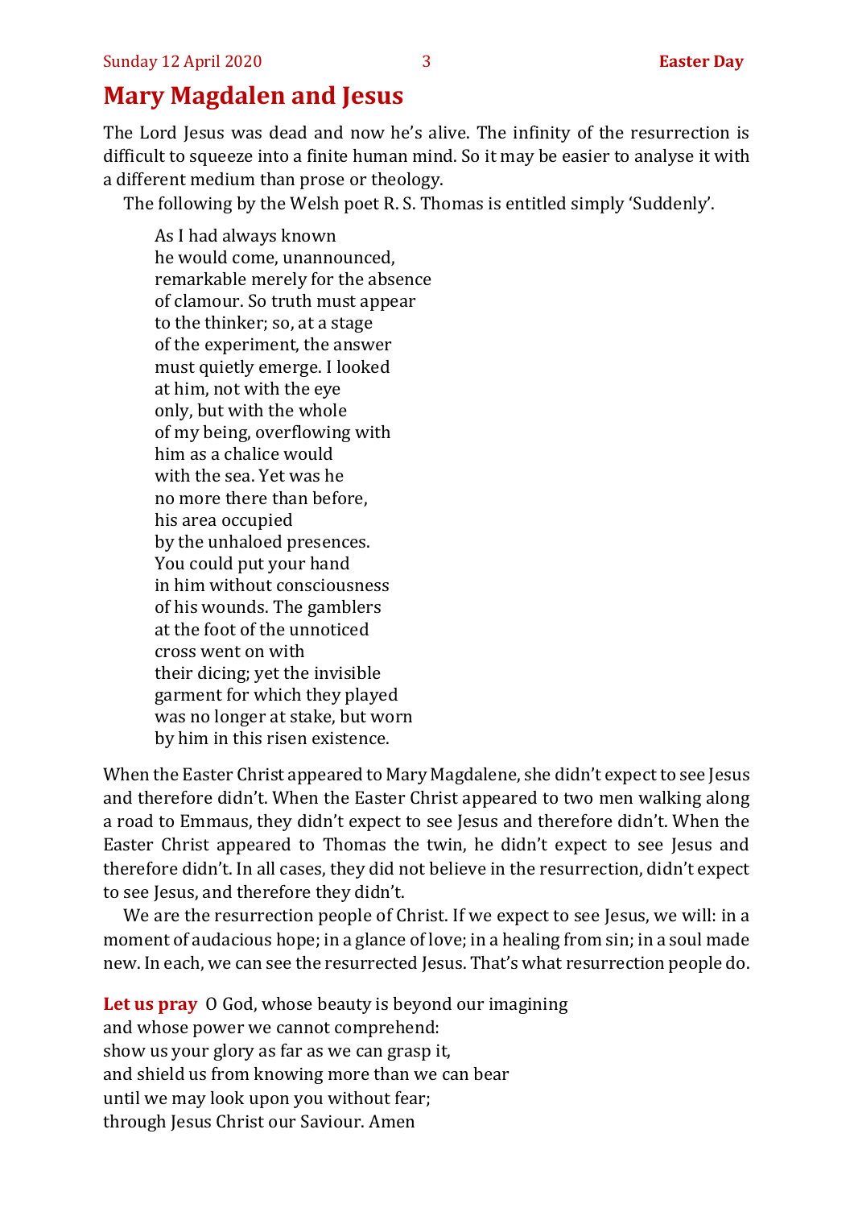# Mary Magdalen and Jesus

The Lord Jesus was dead and now he's alive. The infinity of the resurrection is difficult to squeeze into a finite human mind. So it may be easier to analyse it with a different medium than prose or theology.

The following by the Welsh poet R. S. Thomas is entitled simply 'Suddenly'.

> As I had always known
> he would come, unannounced,
> remarkable merely for the absence
> of clamour. So truth must appear
> to the thinker; so, at a stage
> of the experiment, the answer
> must quietly emerge. I looked
> at him, not with the eye
> only, but with the whole
> of my being, overflowing with
> him as a chalice would
> with the sea. Yet was he
> no more there than before,
> his area occupied
> by the unhaloed presences.
> You could put your hand
> in him without consciousness
> of his wounds. The gamblers
> at the foot of the unnoticed
> cross went on with
> their dicing; yet the invisible
> garment for which they played
> was no longer at stake, but worn
> by him in this risen existence.

When the Easter Christ appeared to Mary Magdalene, she didn't expect to see Jesus and therefore didn't. When the Easter Christ appeared to two men walking along a road to Emmaus, they didn't expect to see Jesus and therefore didn't. When the Easter Christ appeared to Thomas the twin, he didn't expect to see Jesus and therefore didn't. In all cases, they did not believe in the resurrection, didn't expect to see Jesus, and therefore they didn't.

We are the resurrection people of Christ. If we expect to see Jesus, we will: in a moment of audacious hope; in a glance of love; in a healing from sin; in a soul made new. In each, we can see the resurrected Jesus. That's what resurrection people do.

**Let us pray** O God, whose beauty is beyond our imagining
and whose power we cannot comprehend:
show us your glory as far as we can grasp it,
and shield us from knowing more than we can bear
until we may look upon you without fear;
through Jesus Christ our Saviour. Amen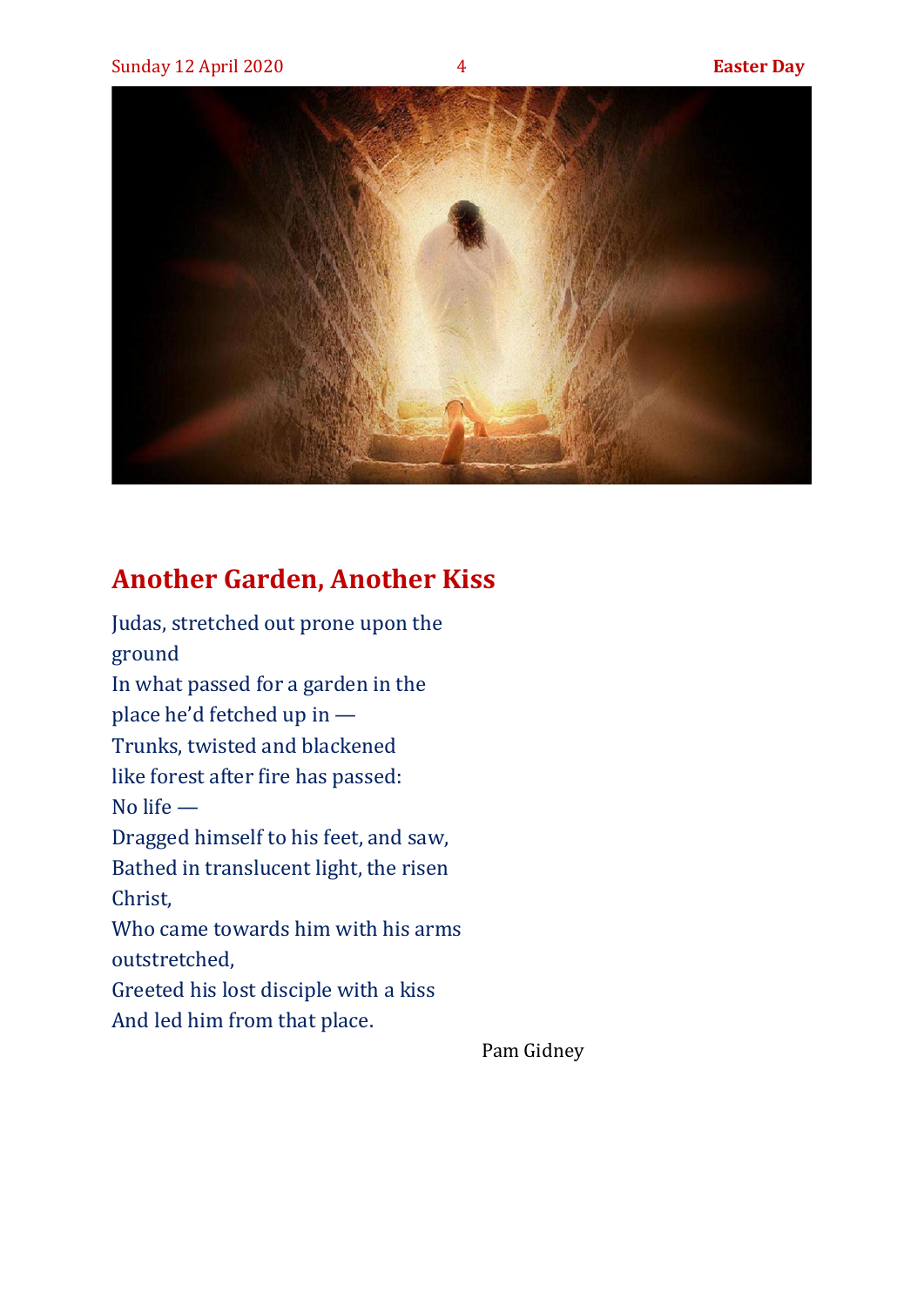## Another Garden, Another Kiss

Judas, stretched out prone upon the ground  
In what passed for a garden in the place he'd fetched up in —  
Trunks, twisted and blackened like forest after fire has passed:  
No life —  
Dragged himself to his feet, and saw,  
Bathed in translucent light, the risen Christ,  
Who came towards him with his arms outstretched,  
Greeted his lost disciple with a kiss  
And led him from that place.

Pam Gidney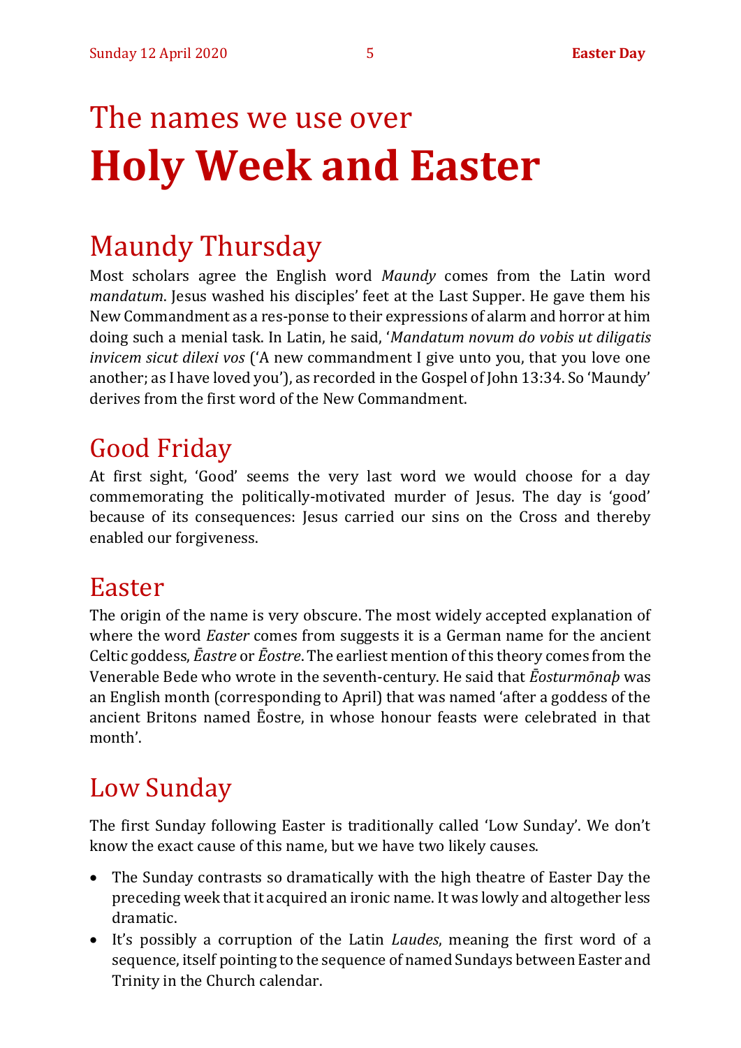# The names we use over **Holy Week and Easter**

## Maundy Thursday

Most scholars agree the English word *Maundy* comes from the Latin word *mandatum*. Jesus washed his disciples' feet at the Last Supper. He gave them his New Commandment as a res-ponse to their expressions of alarm and horror at him doing such a menial task. In Latin, he said, '*Mandatum novum do vobis ut diligatis invicem sicut dilexi vos* ('A new commandment I give unto you, that you love one another; as I have loved you'), as recorded in the Gospel of John 13:34. So 'Maundy' derives from the first word of the New Commandment.

## Good Friday

At first sight, 'Good' seems the very last word we would choose for a day commemorating the politically-motivated murder of Jesus. The day is 'good' because of its consequences: Jesus carried our sins on the Cross and thereby enabled our forgiveness.

## Easter

The origin of the name is very obscure. The most widely accepted explanation of where the word *Easter* comes from suggests it is a German name for the ancient Celtic goddess, *Ēastre* or *Ēostre*. The earliest mention of this theory comes from the Venerable Bede who wrote in the seventh-century. He said that *Ēosturmōnaþ* was an English month (corresponding to April) that was named 'after a goddess of the ancient Britons named Ēostre, in whose honour feasts were celebrated in that month'.

## Low Sunday

The first Sunday following Easter is traditionally called 'Low Sunday'. We don't know the exact cause of this name, but we have two likely causes.

- The Sunday contrasts so dramatically with the high theatre of Easter Day the preceding week that it acquired an ironic name. It was lowly and altogether less dramatic.
- It's possibly a corruption of the Latin *Laudes*, meaning the first word of a sequence, itself pointing to the sequence of named Sundays between Easter and Trinity in the Church calendar.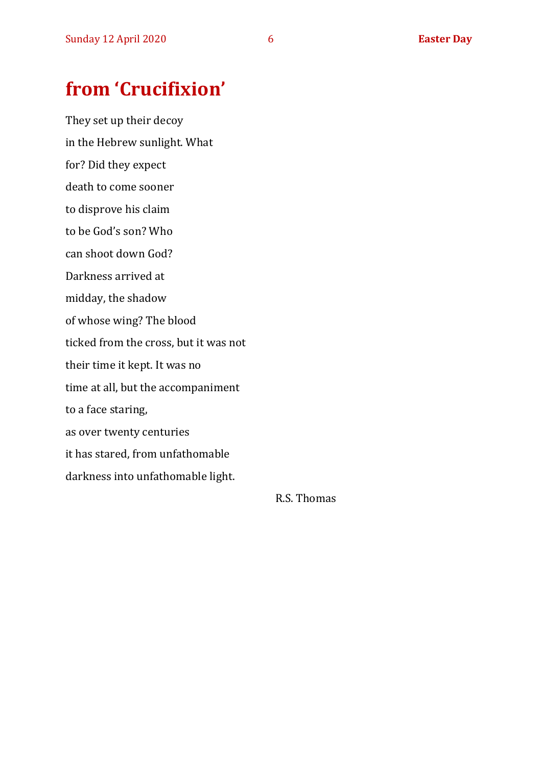# from 'Crucifixion'

They set up their decoy  
in the Hebrew sunlight. What  
for? Did they expect  
death to come sooner  
to disprove his claim  
to be God's son? Who  
can shoot down God?  
Darkness arrived at  
midday, the shadow  
of whose wing? The blood  
ticked from the cross, but it was not  
their time it kept. It was no  
time at all, but the accompaniment  
to a face staring,  
as over twenty centuries  
it has stared, from unfathomable  
darkness into unfathomable light.

R.S. Thomas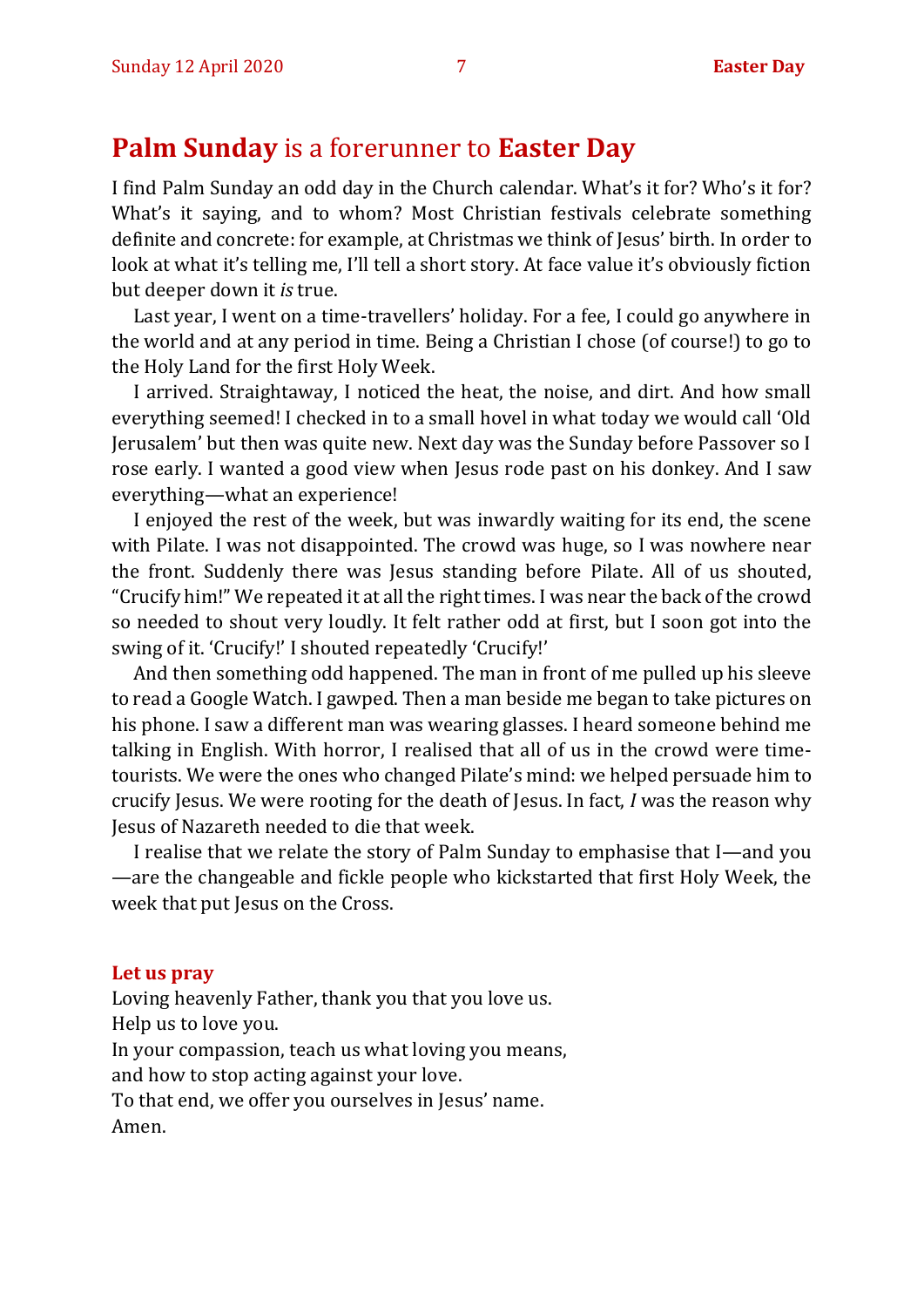## **Palm Sunday** is a forerunner to **Easter Day**

I find Palm Sunday an odd day in the Church calendar. What's it for? Who's it for? What's it saying, and to whom? Most Christian festivals celebrate something definite and concrete: for example, at Christmas we think of Jesus' birth. In order to look at what it's telling me, I'll tell a short story. At face value it's obviously fiction but deeper down it *is* true.

Last year, I went on a time-travellers' holiday. For a fee, I could go anywhere in the world and at any period in time. Being a Christian I chose (of course!) to go to the Holy Land for the first Holy Week.

I arrived. Straightaway, I noticed the heat, the noise, and dirt. And how small everything seemed! I checked in to a small hovel in what today we would call 'Old Jerusalem' but then was quite new. Next day was the Sunday before Passover so I rose early. I wanted a good view when Jesus rode past on his donkey. And I saw everything—what an experience!

I enjoyed the rest of the week, but was inwardly waiting for its end, the scene with Pilate. I was not disappointed. The crowd was huge, so I was nowhere near the front. Suddenly there was Jesus standing before Pilate. All of us shouted, "Crucify him!" We repeated it at all the right times. I was near the back of the crowd so needed to shout very loudly. It felt rather odd at first, but I soon got into the swing of it. 'Crucify!' I shouted repeatedly 'Crucify!'

And then something odd happened. The man in front of me pulled up his sleeve to read a Google Watch. I gawped. Then a man beside me began to take pictures on his phone. I saw a different man was wearing glasses. I heard someone behind me talking in English. With horror, I realised that all of us in the crowd were time-tourists. We were the ones who changed Pilate's mind: we helped persuade him to crucify Jesus. We were rooting for the death of Jesus. In fact, *I* was the reason why Jesus of Nazareth needed to die that week.

I realise that we relate the story of Palm Sunday to emphasise that I—and you—are the changeable and fickle people who kickstarted that first Holy Week, the week that put Jesus on the Cross.

**Let us pray**

Loving heavenly Father, thank you that you love us.
Help us to love you.
In your compassion, teach us what loving you means,
and how to stop acting against your love.
To that end, we offer you ourselves in Jesus' name.
Amen.